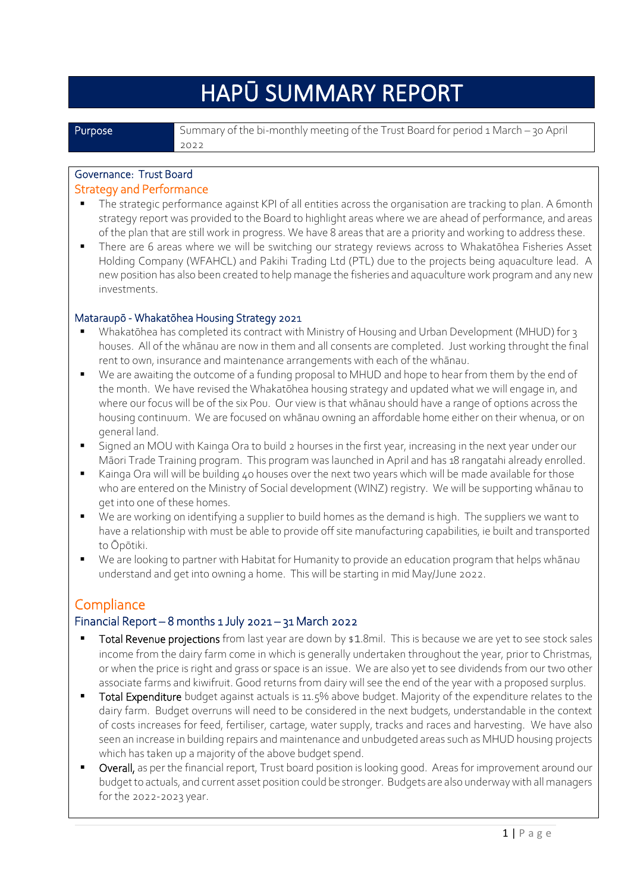# HAPŪ SUMMARY REPORT

| Purpose | Summary of the bi-monthly meeting of the Trust Board for period 1 March – 30 April 2022 |
| --- | --- |

## Governance: Trust Board

### Strategy and Performance

- The strategic performance against KPI of all entities across the organisation are tracking to plan. A 6month strategy report was provided to the Board to highlight areas where we are ahead of performance, and areas of the plan that are still work in progress. We have 8 areas that are a priority and working to address these.
- There are 6 areas where we will be switching our strategy reviews across to Whakatōhea Fisheries Asset Holding Company (WFAHCL) and Pakihi Trading Ltd (PTL) due to the projects being aquaculture lead. A new position has also been created to help manage the fisheries and aquaculture work program and any new investments.

### Mataraupō - Whakatōhea Housing Strategy 2021

- Whakatōhea has completed its contract with Ministry of Housing and Urban Development (MHUD) for 3 houses. All of the whānau are now in them and all consents are completed. Just working throught the final rent to own, insurance and maintenance arrangements with each of the whānau.
- We are awaiting the outcome of a funding proposal to MHUD and hope to hear from them by the end of the month. We have revised the Whakatōhea housing strategy and updated what we will engage in, and where our focus will be of the six Pou. Our view is that whānau should have a range of options across the housing continuum. We are focused on whānau owning an affordable home either on their whenua, or on general land.
- Signed an MOU with Kainga Ora to build 2 hourses in the first year, increasing in the next year under our Māori Trade Training program. This program was launched in April and has 18 rangatahi already enrolled.
- Kainga Ora will will be building 40 houses over the next two years which will be made available for those who are entered on the Ministry of Social development (WINZ) registry. We will be supporting whānau to get into one of these homes.
- We are working on identifying a supplier to build homes as the demand is high. The suppliers we want to have a relationship with must be able to provide off site manufacturing capabilities, ie built and transported to Ōpōtiki.
- We are looking to partner with Habitat for Humanity to provide an education program that helps whānau understand and get into owning a home. This will be starting in mid May/June 2022.

## Compliance

### Financial Report – 8 months 1 July 2021 – 31 March 2022

- **Total Revenue projections** from last year are down by $1.8mil. This is because we are yet to see stock sales income from the dairy farm come in which is generally undertaken throughout the year, prior to Christmas, or when the price is right and grass or space is an issue. We are also yet to see dividends from our two other associate farms and kiwifruit. Good returns from dairy will see the end of the year with a proposed surplus.
- **Total Expenditure** budget against actuals is 11.5% above budget. Majority of the expenditure relates to the dairy farm. Budget overruns will need to be considered in the next budgets, understandable in the context of costs increases for feed, fertiliser, cartage, water supply, tracks and races and harvesting. We have also seen an increase in building repairs and maintenance and unbudgeted areas such as MHUD housing projects which has taken up a majority of the above budget spend.
- **Overall,** as per the financial report, Trust board position is looking good. Areas for improvement around our budget to actuals, and current asset position could be stronger. Budgets are also underway with all managers for the 2022-2023 year.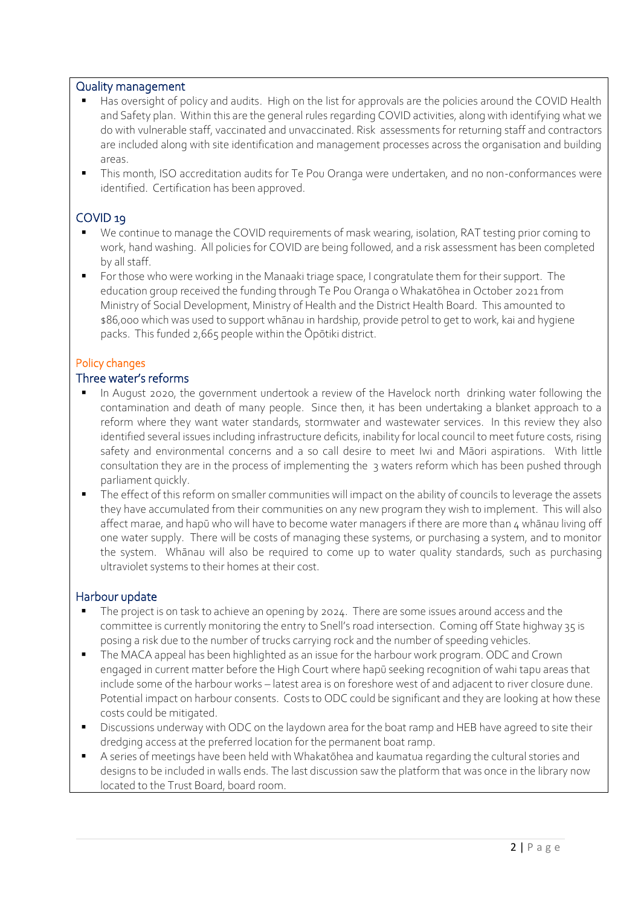## Quality management

- Has oversight of policy and audits. High on the list for approvals are the policies around the COVID Health and Safety plan. Within this are the general rules regarding COVID activities, along with identifying what we do with vulnerable staff, vaccinated and unvaccinated. Risk assessments for returning staff and contractors are included along with site identification and management processes across the organisation and building areas.
- This month, ISO accreditation audits for Te Pou Oranga were undertaken, and no non-conformances were identified. Certification has been approved.

## COVID 19

- We continue to manage the COVID requirements of mask wearing, isolation, RAT testing prior coming to work, hand washing. All policies for COVID are being followed, and a risk assessment has been completed by all staff.
- For those who were working in the Manaaki triage space, I congratulate them for their support. The education group received the funding through Te Pou Oranga o Whakatōhea in October 2021 from Ministry of Social Development, Ministry of Health and the District Health Board. This amounted to $86,000 which was used to support whānau in hardship, provide petrol to get to work, kai and hygiene packs. This funded 2,665 people within the Ōpōtiki district.

## Policy changes

## Three water's reforms

- In August 2020, the government undertook a review of the Havelock north drinking water following the contamination and death of many people. Since then, it has been undertaking a blanket approach to a reform where they want water standards, stormwater and wastewater services. In this review they also identified several issues including infrastructure deficits, inability for local council to meet future costs, rising safety and environmental concerns and a so call desire to meet Iwi and Māori aspirations. With little consultation they are in the process of implementing the 3 waters reform which has been pushed through parliament quickly.
- The effect of this reform on smaller communities will impact on the ability of councils to leverage the assets they have accumulated from their communities on any new program they wish to implement. This will also affect marae, and hapū who will have to become water managers if there are more than 4 whānau living off one water supply. There will be costs of managing these systems, or purchasing a system, and to monitor the system. Whānau will also be required to come up to water quality standards, such as purchasing ultraviolet systems to their homes at their cost.

## Harbour update

- The project is on task to achieve an opening by 2024. There are some issues around access and the committee is currently monitoring the entry to Snell's road intersection. Coming off State highway 35 is posing a risk due to the number of trucks carrying rock and the number of speeding vehicles.
- The MACA appeal has been highlighted as an issue for the harbour work program. ODC and Crown engaged in current matter before the High Court where hapū seeking recognition of wahi tapu areas that include some of the harbour works – latest area is on foreshore west of and adjacent to river closure dune. Potential impact on harbour consents. Costs to ODC could be significant and they are looking at how these costs could be mitigated.
- Discussions underway with ODC on the laydown area for the boat ramp and HEB have agreed to site their dredging access at the preferred location for the permanent boat ramp.
- A series of meetings have been held with Whakatōhea and kaumatua regarding the cultural stories and designs to be included in walls ends. The last discussion saw the platform that was once in the library now located to the Trust Board, board room.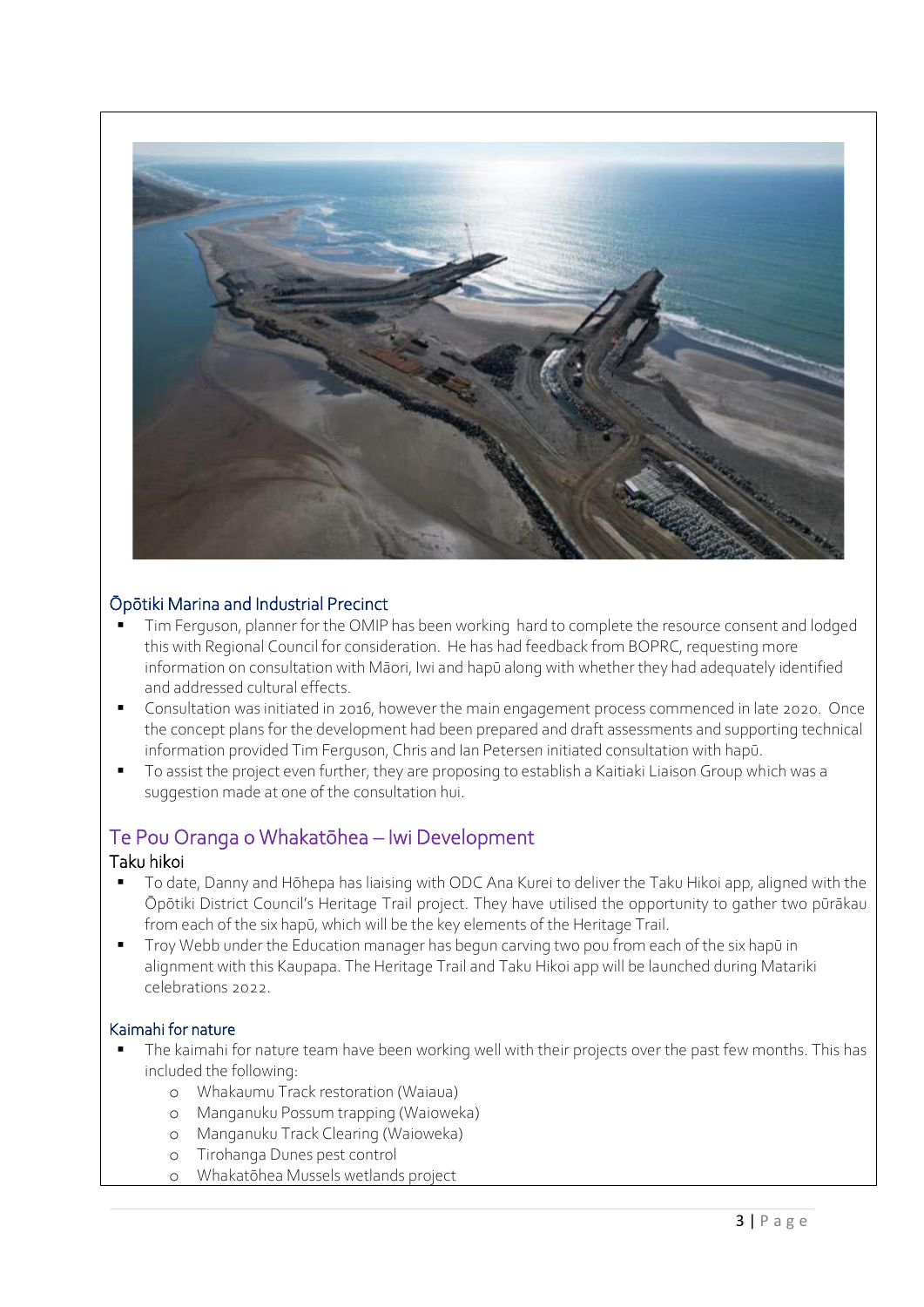### Ōpōtiki Marina and Industrial Precinct

- Tim Ferguson, planner for the OMIP has been working hard to complete the resource consent and lodged this with Regional Council for consideration. He has had feedback from BOPRC, requesting more information on consultation with Māori, Iwi and hapū along with whether they had adequately identified and addressed cultural effects.
- Consultation was initiated in 2016, however the main engagement process commenced in late 2020. Once the concept plans for the development had been prepared and draft assessments and supporting technical information provided Tim Ferguson, Chris and Ian Petersen initiated consultation with hapū.
- To assist the project even further, they are proposing to establish a Kaitiaki Liaison Group which was a suggestion made at one of the consultation hui.

## Te Pou Oranga o Whakatōhea – Iwi Development

### Taku hikoi

- To date, Danny and Hōhepa has liaising with ODC Ana Kurei to deliver the Taku Hikoi app, aligned with the Ōpōtiki District Council's Heritage Trail project. They have utilised the opportunity to gather two pūrākau from each of the six hapū, which will be the key elements of the Heritage Trail.
- Troy Webb under the Education manager has begun carving two pou from each of the six hapū in alignment with this Kaupapa. The Heritage Trail and Taku Hikoi app will be launched during Matariki celebrations 2022.

### Kaimahi for nature

- The kaimahi for nature team have been working well with their projects over the past few months. This has included the following:
  - Whakaumu Track restoration (Waiaua)
  - Manganuku Possum trapping (Waioweka)
  - Manganuku Track Clearing (Waioweka)
  - Tirohanga Dunes pest control
  - Whakatōhea Mussels wetlands project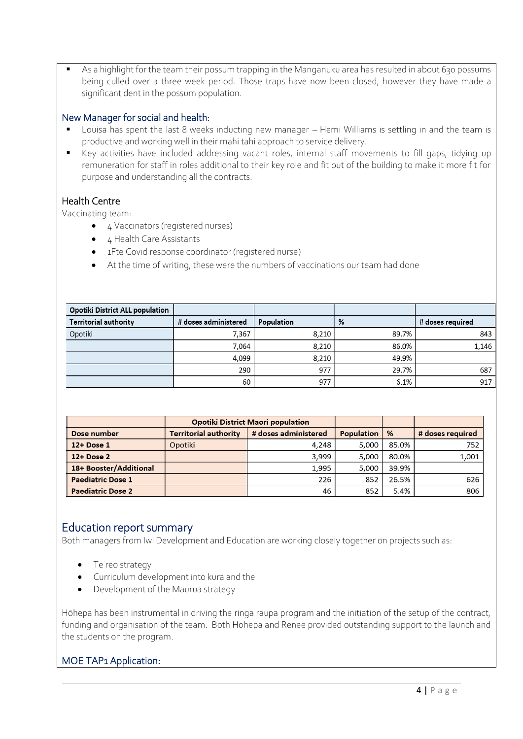- As a highlight for the team their possum trapping in the Manganuku area has resulted in about 630 possums being culled over a three week period. Those traps have now been closed, however they have made a significant dent in the possum population.

## New Manager for social and health:

- Louisa has spent the last 8 weeks inducting new manager – Hemi Williams is settling in and the team is productive and working well in their mahi tahi approach to service delivery.
- Key activities have included addressing vacant roles, internal staff movements to fill gaps, tidying up remuneration for staff in roles additional to their key role and fit out of the building to make it more fit for purpose and understanding all the contracts.

## Health Centre

Vaccinating team:

- 4 Vaccinators (registered nurses)
- 4 Health Care Assistants
- 1Fte Covid response coordinator (registered nurse)
- At the time of writing, these were the numbers of vaccinations our team had done

| Opotiki District ALL population | | | | |
|---|---|---|---|---|
| Territorial authority | # doses administered | Population | % | # doses required |
| Opotiki | 7,367 | 8,210 | 89.7% | 843 |
| | 7,064 | 8,210 | 86.0% | 1,146 |
| | 4,099 | 8,210 | 49.9% | |
| | 290 | 977 | 29.7% | 687 |
| | 60 | 977 | 6.1% | 917 |

| | Opotiki District Maori population | | | | |
|---|---|---|---|---|---|
| Dose number | Territorial authority | # doses administered | Population | % | # doses required |
| **12+ Dose 1** | Opotiki | 4,248 | 5,000 | 85.0% | 752 |
| **12+ Dose 2** | | 3,999 | 5,000 | 80.0% | 1,001 |
| **18+ Booster/Additional** | | 1,995 | 5,000 | 39.9% | |
| **Paediatric Dose 1** | | 226 | 852 | 26.5% | 626 |
| **Paediatric Dose 2** | | 46 | 852 | 5.4% | 806 |

# Education report summary

Both managers from Iwi Development and Education are working closely together on projects such as:

- Te reo strategy
- Curriculum development into kura and the
- Development of the Maurua strategy

Hōhepa has been instrumental in driving the ringa raupa program and the initiation of the setup of the contract, funding and organisation of the team. Both Hohepa and Renee provided outstanding support to the launch and the students on the program.

## MOE TAP1 Application: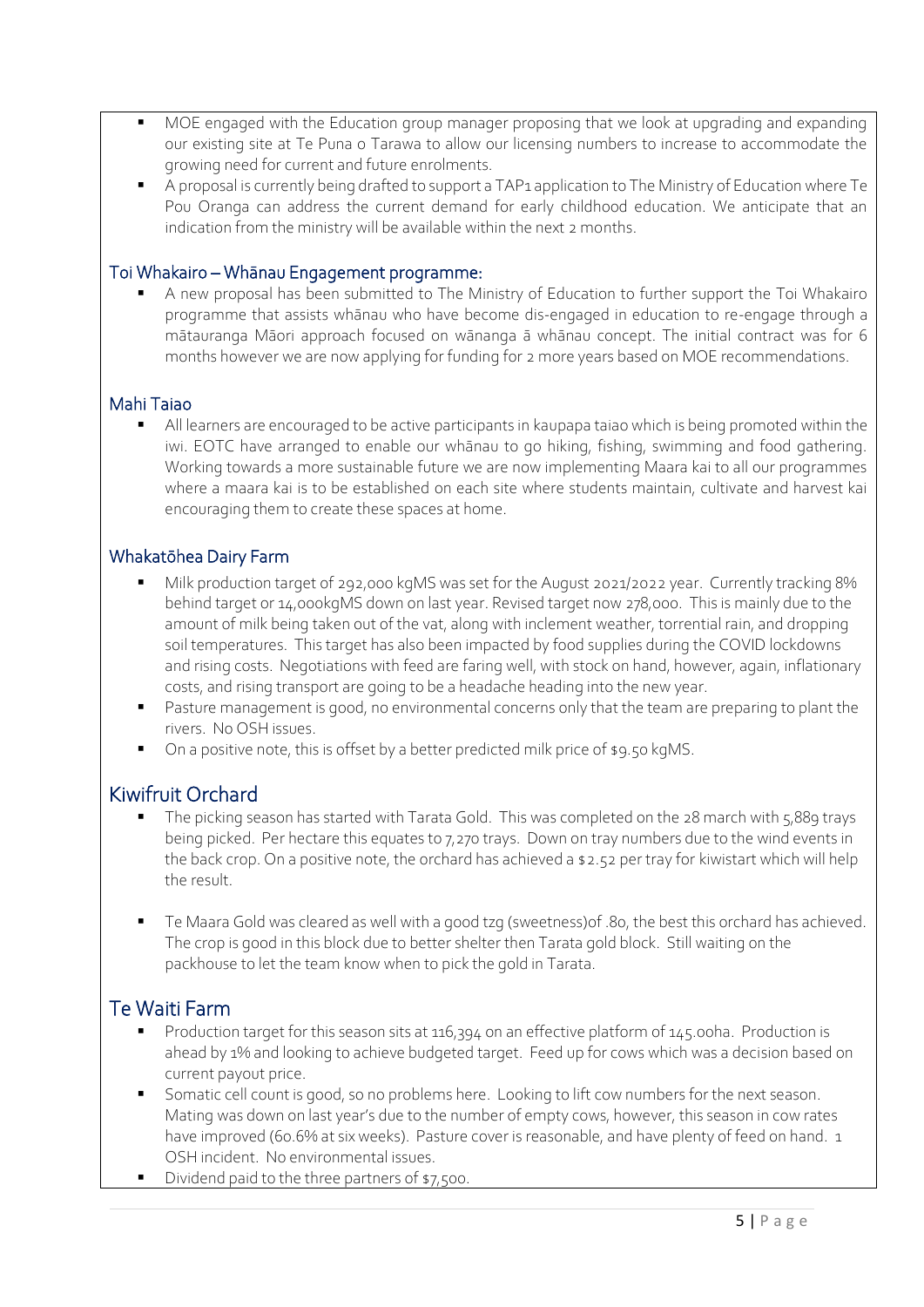- MOE engaged with the Education group manager proposing that we look at upgrading and expanding our existing site at Te Puna o Tarawa to allow our licensing numbers to increase to accommodate the growing need for current and future enrolments.
- A proposal is currently being drafted to support a TAP1 application to The Ministry of Education where Te Pou Oranga can address the current demand for early childhood education. We anticipate that an indication from the ministry will be available within the next 2 months.

### Toi Whakairo – Whānau Engagement programme:

- A new proposal has been submitted to The Ministry of Education to further support the Toi Whakairo programme that assists whānau who have become dis-engaged in education to re-engage through a mātauranga Māori approach focused on wānanga ā whānau concept. The initial contract was for 6 months however we are now applying for funding for 2 more years based on MOE recommendations.

### Mahi Taiao

- All learners are encouraged to be active participants in kaupapa taiao which is being promoted within the iwi. EOTC have arranged to enable our whānau to go hiking, fishing, swimming and food gathering. Working towards a more sustainable future we are now implementing Maara kai to all our programmes where a maara kai is to be established on each site where students maintain, cultivate and harvest kai encouraging them to create these spaces at home.

### Whakatōhea Dairy Farm

- Milk production target of 292,000 kgMS was set for the August 2021/2022 year. Currently tracking 8% behind target or 14,000kgMS down on last year. Revised target now 278,000. This is mainly due to the amount of milk being taken out of the vat, along with inclement weather, torrential rain, and dropping soil temperatures. This target has also been impacted by food supplies during the COVID lockdowns and rising costs. Negotiations with feed are faring well, with stock on hand, however, again, inflationary costs, and rising transport are going to be a headache heading into the new year.
- Pasture management is good, no environmental concerns only that the team are preparing to plant the rivers. No OSH issues.
- On a positive note, this is offset by a better predicted milk price of $9.50 kgMS.

## Kiwifruit Orchard

- The picking season has started with Tarata Gold. This was completed on the 28 march with 5,889 trays being picked. Per hectare this equates to 7,270 trays. Down on tray numbers due to the wind events in the back crop. On a positive note, the orchard has achieved a $2.52 per tray for kiwistart which will help the result.

- Te Maara Gold was cleared as well with a good tzg (sweetness)of .80, the best this orchard has achieved. The crop is good in this block due to better shelter then Tarata gold block. Still waiting on the packhouse to let the team know when to pick the gold in Tarata.

## Te Waiti Farm

- Production target for this season sits at 116,394 on an effective platform of 145.00ha. Production is ahead by 1% and looking to achieve budgeted target. Feed up for cows which was a decision based on current payout price.
- Somatic cell count is good, so no problems here. Looking to lift cow numbers for the next season. Mating was down on last year's due to the number of empty cows, however, this season in cow rates have improved (60.6% at six weeks). Pasture cover is reasonable, and have plenty of feed on hand. 1 OSH incident. No environmental issues.
- Dividend paid to the three partners of $7,500.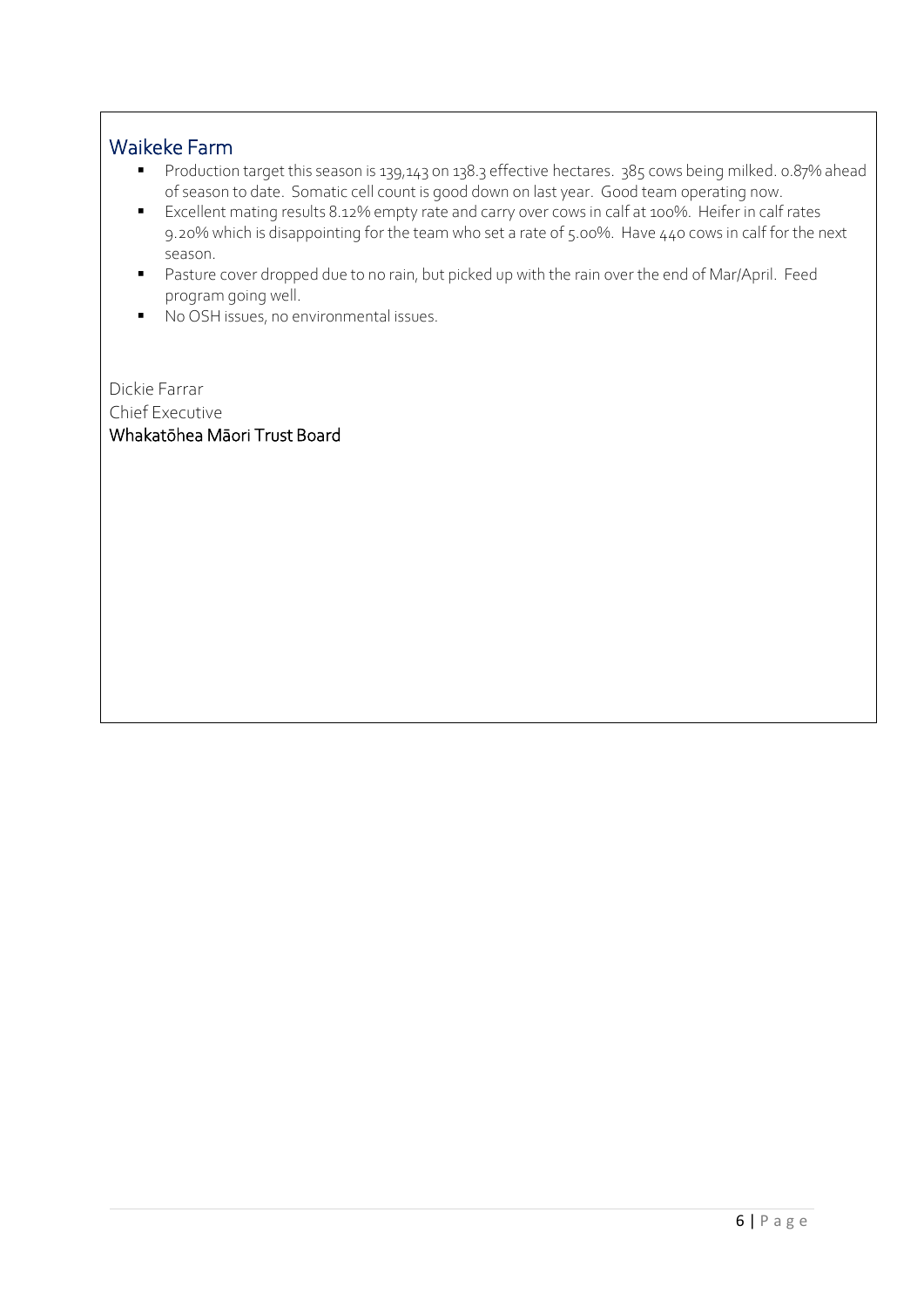## Waikeke Farm

- Production target this season is 139,143 on 138.3 effective hectares. 385 cows being milked. 0.87% ahead of season to date. Somatic cell count is good down on last year. Good team operating now.
- Excellent mating results 8.12% empty rate and carry over cows in calf at 100%. Heifer in calf rates 9.20% which is disappointing for the team who set a rate of 5.00%. Have 440 cows in calf for the next season.
- Pasture cover dropped due to no rain, but picked up with the rain over the end of Mar/April. Feed program going well.
- No OSH issues, no environmental issues.

Dickie Farrar
Chief Executive
Whakatōhea Māori Trust Board